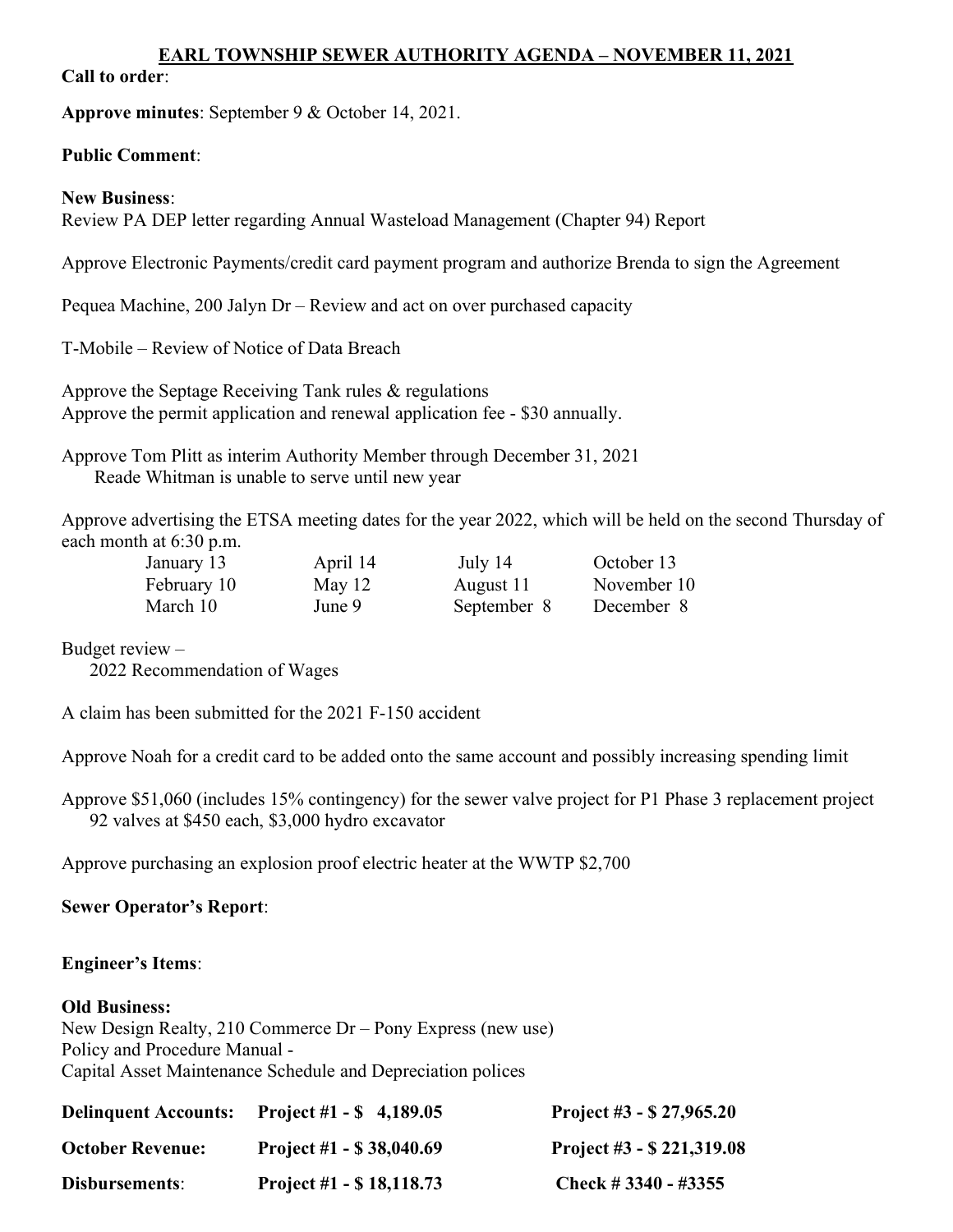# EARL TOWNSHIP SEWER AUTHORITY AGENDA – NOVEMBER 11, 2021

**Call to order**:

**Approve minutes**: September 9 & October 14, 2021.

**Public Comment**:

**New Business**:

Review PA DEP letter regarding Annual Wasteload Management (Chapter 94) Report

Approve Electronic Payments/credit card payment program and authorize Brenda to sign the Agreement

Pequea Machine, 200 Jalyn Dr – Review and act on over purchased capacity

T-Mobile – Review of Notice of Data Breach

Approve the Septage Receiving Tank rules & regulations
Approve the permit application and renewal application fee - $30 annually.

Approve Tom Plitt as interim Authority Member through December 31, 2021
Reade Whitman is unable to serve until new year

Approve advertising the ETSA meeting dates for the year 2022, which will be held on the second Thursday of each month at 6:30 p.m.

| | | | |
|---|---|---|---|
| January 13 | April 14 | July 14 | October 13 |
| February 10 | May 12 | August 11 | November 10 |
| March 10 | June 9 | September 8 | December 8 |

Budget review –
2022 Recommendation of Wages

A claim has been submitted for the 2021 F-150 accident

Approve Noah for a credit card to be added onto the same account and possibly increasing spending limit

Approve $51,060 (includes 15% contingency) for the sewer valve project for P1 Phase 3 replacement project
92 valves at $450 each, $3,000 hydro excavator

Approve purchasing an explosion proof electric heater at the WWTP $2,700

**Sewer Operator's Report**:

**Engineer's Items**:

**Old Business:**

New Design Realty, 210 Commerce Dr – Pony Express (new use)
Policy and Procedure Manual -
Capital Asset Maintenance Schedule and Depreciation polices

| | | |
|---|---|---|
| **Delinquent Accounts:** | **Project #1 - $ 4,189.05** | **Project #3 - $ 27,965.20** |
| **October Revenue:** | **Project #1 - $ 38,040.69** | **Project #3 - $ 221,319.08** |
| **Disbursements**: | **Project #1 - $ 18,118.73** | **Check # 3340 - #3355** |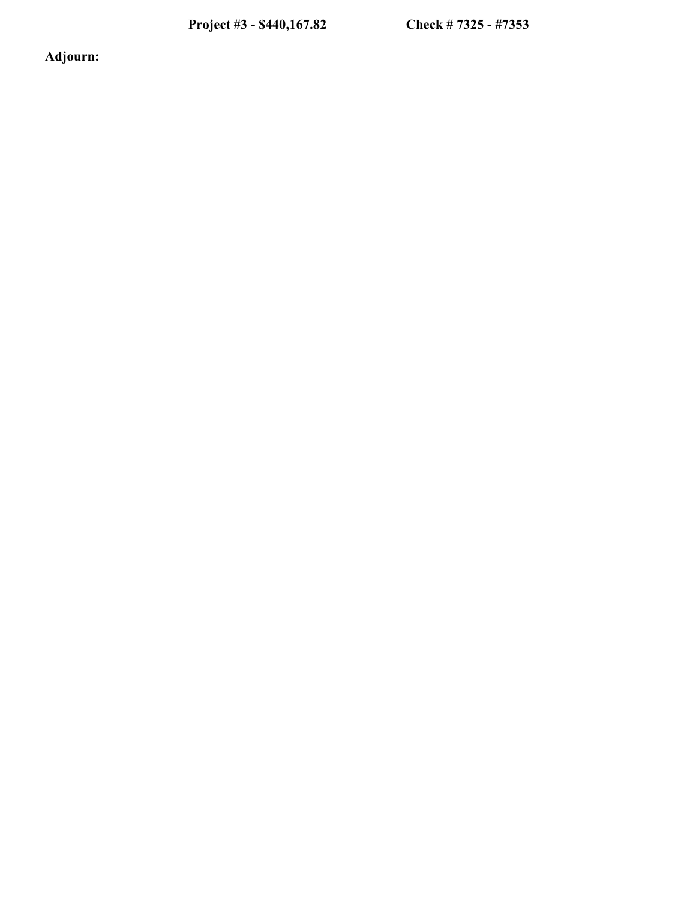**Project #3 - $440,167.82** **Check # 7325 - #7353**

**Adjourn:**